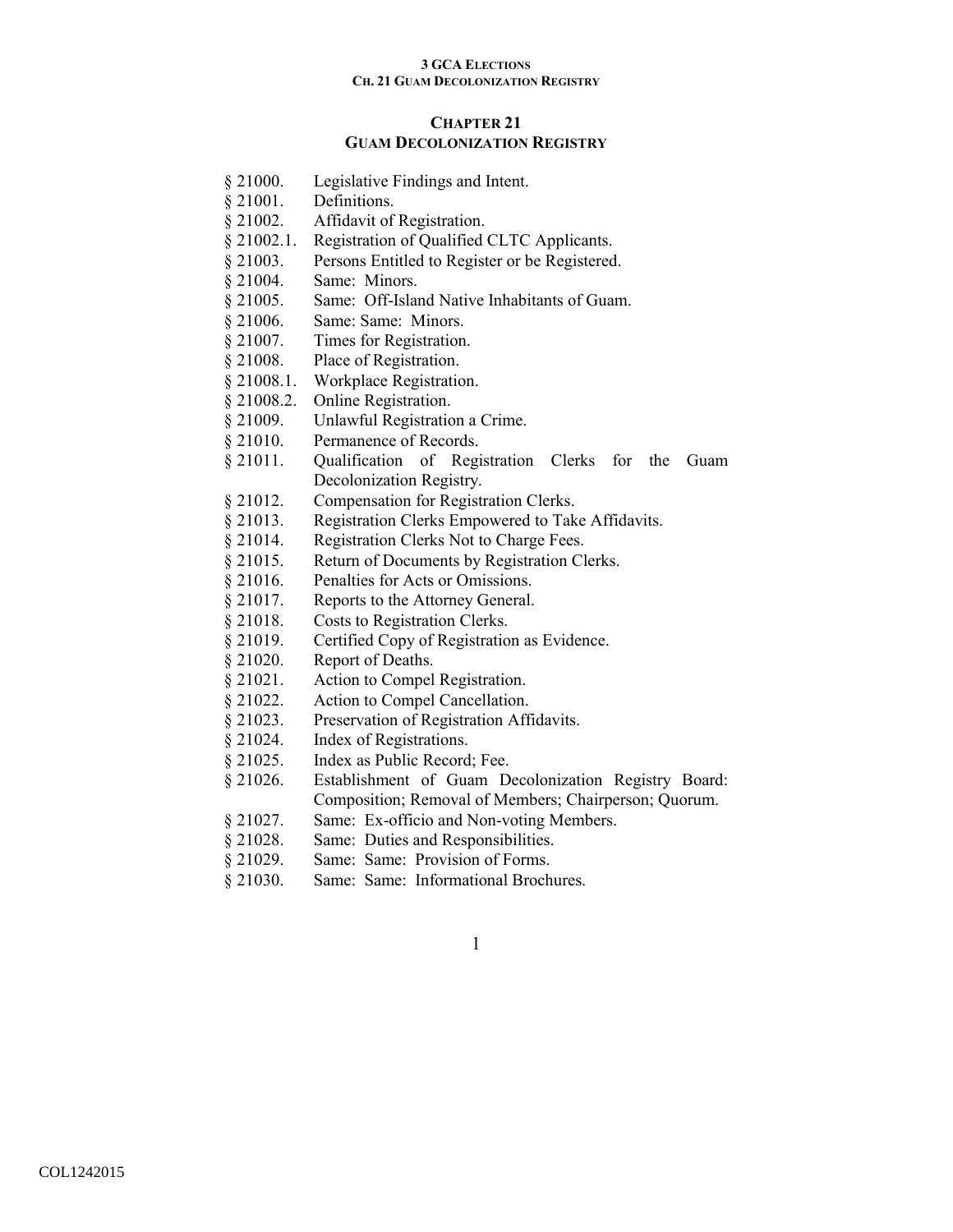# CHAPTER 21
## GUAM DECOLONIZATION REGISTRY

§ 21000. Legislative Findings and Intent.
§ 21001. Definitions.
§ 21002. Affidavit of Registration.
§ 21002.1. Registration of Qualified CLTC Applicants.
§ 21003. Persons Entitled to Register or be Registered.
§ 21004. Same: Minors.
§ 21005. Same: Off-Island Native Inhabitants of Guam.
§ 21006. Same: Same: Minors.
§ 21007. Times for Registration.
§ 21008. Place of Registration.
§ 21008.1. Workplace Registration.
§ 21008.2. Online Registration.
§ 21009. Unlawful Registration a Crime.
§ 21010. Permanence of Records.
§ 21011. Qualification of Registration Clerks for the Guam Decolonization Registry.
§ 21012. Compensation for Registration Clerks.
§ 21013. Registration Clerks Empowered to Take Affidavits.
§ 21014. Registration Clerks Not to Charge Fees.
§ 21015. Return of Documents by Registration Clerks.
§ 21016. Penalties for Acts or Omissions.
§ 21017. Reports to the Attorney General.
§ 21018. Costs to Registration Clerks.
§ 21019. Certified Copy of Registration as Evidence.
§ 21020. Report of Deaths.
§ 21021. Action to Compel Registration.
§ 21022. Action to Compel Cancellation.
§ 21023. Preservation of Registration Affidavits.
§ 21024. Index of Registrations.
§ 21025. Index as Public Record; Fee.
§ 21026. Establishment of Guam Decolonization Registry Board: Composition; Removal of Members; Chairperson; Quorum.
§ 21027. Same: Ex-officio and Non-voting Members.
§ 21028. Same: Duties and Responsibilities.
§ 21029. Same: Same: Provision of Forms.
§ 21030. Same: Same: Informational Brochures.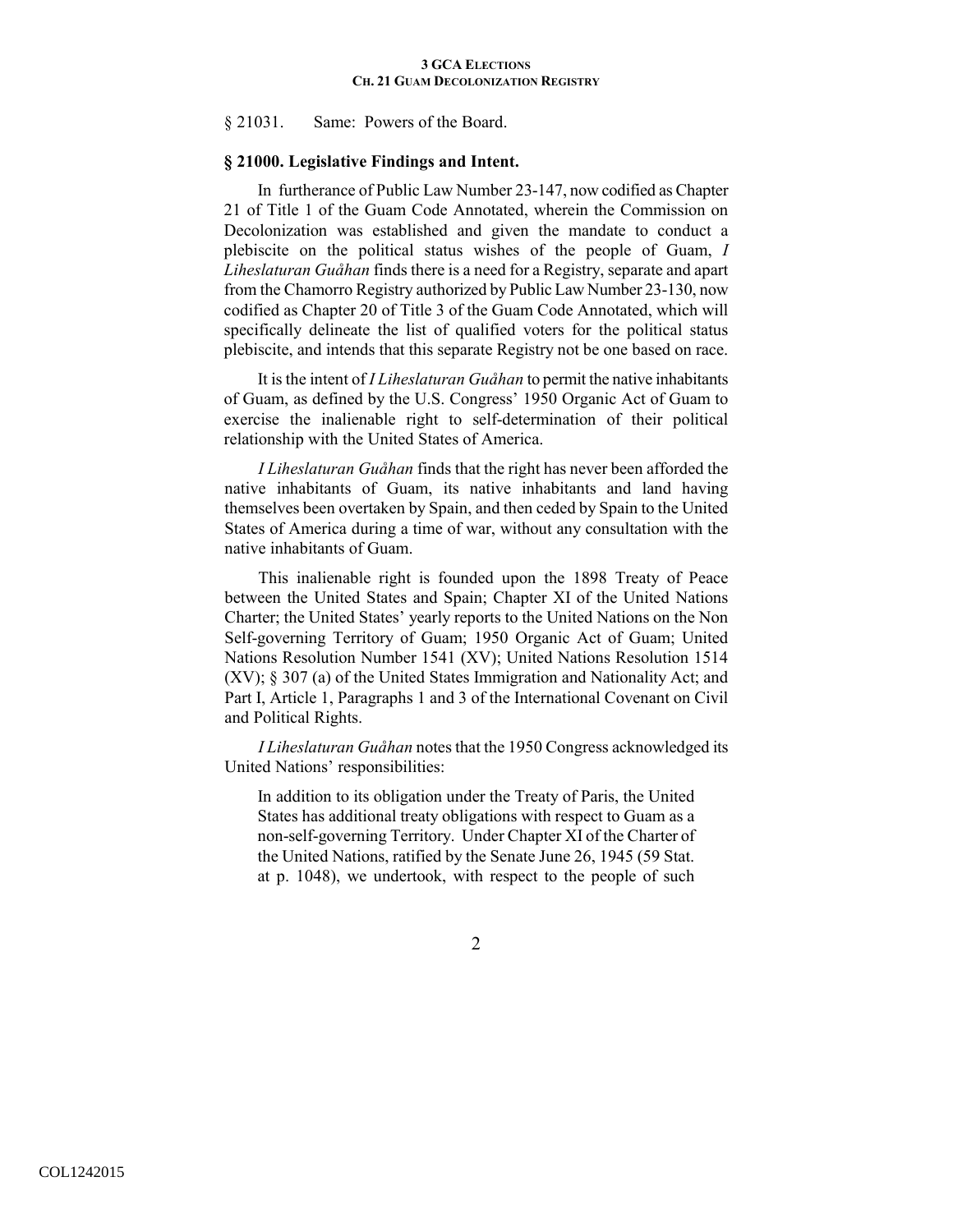§ 21031. Same: Powers of the Board.

### § 21000. Legislative Findings and Intent.

In furtherance of Public Law Number 23-147, now codified as Chapter 21 of Title 1 of the Guam Code Annotated, wherein the Commission on Decolonization was established and given the mandate to conduct a plebiscite on the political status wishes of the people of Guam, *I Liheslaturan Guåhan* finds there is a need for a Registry, separate and apart from the Chamorro Registry authorized by Public Law Number 23-130, now codified as Chapter 20 of Title 3 of the Guam Code Annotated, which will specifically delineate the list of qualified voters for the political status plebiscite, and intends that this separate Registry not be one based on race.

It is the intent of *I Liheslaturan Guåhan* to permit the native inhabitants of Guam, as defined by the U.S. Congress' 1950 Organic Act of Guam to exercise the inalienable right to self-determination of their political relationship with the United States of America.

*I Liheslaturan Guåhan* finds that the right has never been afforded the native inhabitants of Guam, its native inhabitants and land having themselves been overtaken by Spain, and then ceded by Spain to the United States of America during a time of war, without any consultation with the native inhabitants of Guam.

This inalienable right is founded upon the 1898 Treaty of Peace between the United States and Spain; Chapter XI of the United Nations Charter; the United States' yearly reports to the United Nations on the Non Self-governing Territory of Guam; 1950 Organic Act of Guam; United Nations Resolution Number 1541 (XV); United Nations Resolution 1514 (XV); § 307 (a) of the United States Immigration and Nationality Act; and Part I, Article 1, Paragraphs 1 and 3 of the International Covenant on Civil and Political Rights.

*I Liheslaturan Guåhan* notes that the 1950 Congress acknowledged its United Nations' responsibilities:

> In addition to its obligation under the Treaty of Paris, the United States has additional treaty obligations with respect to Guam as a non-self-governing Territory. Under Chapter XI of the Charter of the United Nations, ratified by the Senate June 26, 1945 (59 Stat. at p. 1048), we undertook, with respect to the people of such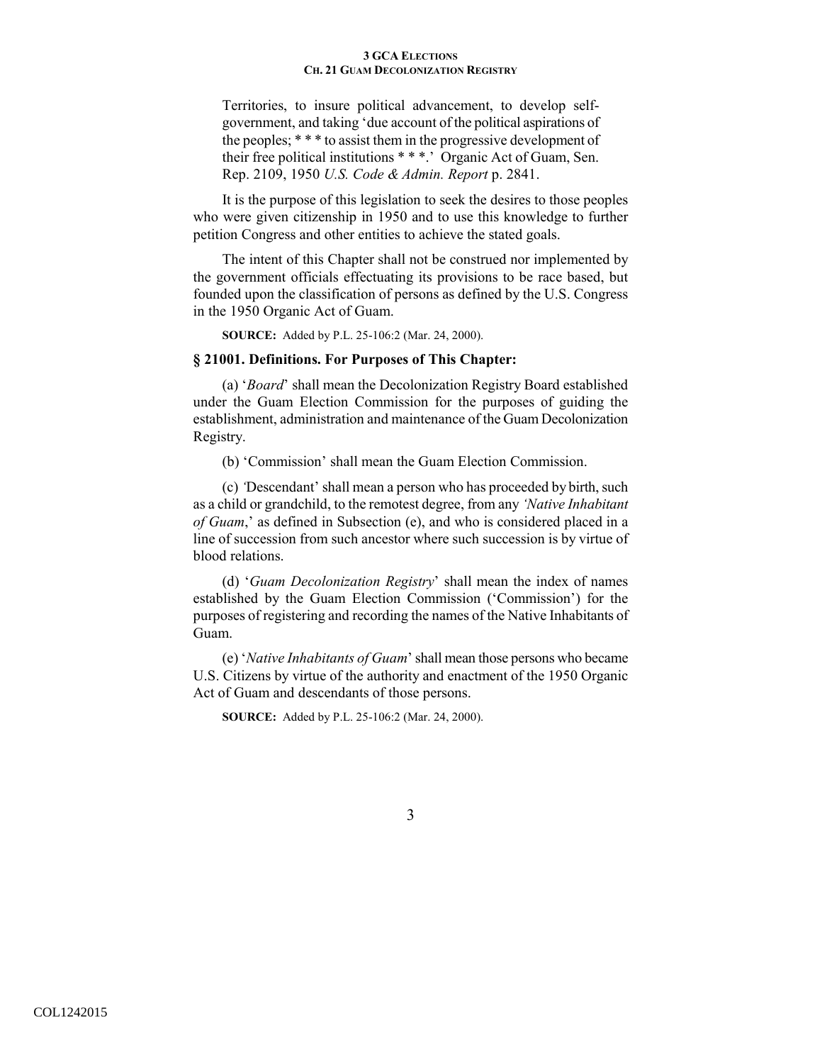Territories, to insure political advancement, to develop self-government, and taking 'due account of the political aspirations of the peoples; * * * to assist them in the progressive development of their free political institutions * * *.' Organic Act of Guam, Sen. Rep. 2109, 1950 *U.S. Code & Admin. Report* p. 2841.

It is the purpose of this legislation to seek the desires to those peoples who were given citizenship in 1950 and to use this knowledge to further petition Congress and other entities to achieve the stated goals.

The intent of this Chapter shall not be construed nor implemented by the government officials effectuating its provisions to be race based, but founded upon the classification of persons as defined by the U.S. Congress in the 1950 Organic Act of Guam.

**SOURCE:** Added by P.L. 25-106:2 (Mar. 24, 2000).

### § 21001. Definitions. For Purposes of This Chapter:

(a) '*Board*' shall mean the Decolonization Registry Board established under the Guam Election Commission for the purposes of guiding the establishment, administration and maintenance of the Guam Decolonization Registry.

(b) 'Commission' shall mean the Guam Election Commission.

(c) 'Descendant' shall mean a person who has proceeded by birth, such as a child or grandchild, to the remotest degree, from any *'Native Inhabitant of Guam*,' as defined in Subsection (e), and who is considered placed in a line of succession from such ancestor where such succession is by virtue of blood relations.

(d) '*Guam Decolonization Registry*' shall mean the index of names established by the Guam Election Commission ('Commission') for the purposes of registering and recording the names of the Native Inhabitants of Guam.

(e) '*Native Inhabitants of Guam*' shall mean those persons who became U.S. Citizens by virtue of the authority and enactment of the 1950 Organic Act of Guam and descendants of those persons.

**SOURCE:** Added by P.L. 25-106:2 (Mar. 24, 2000).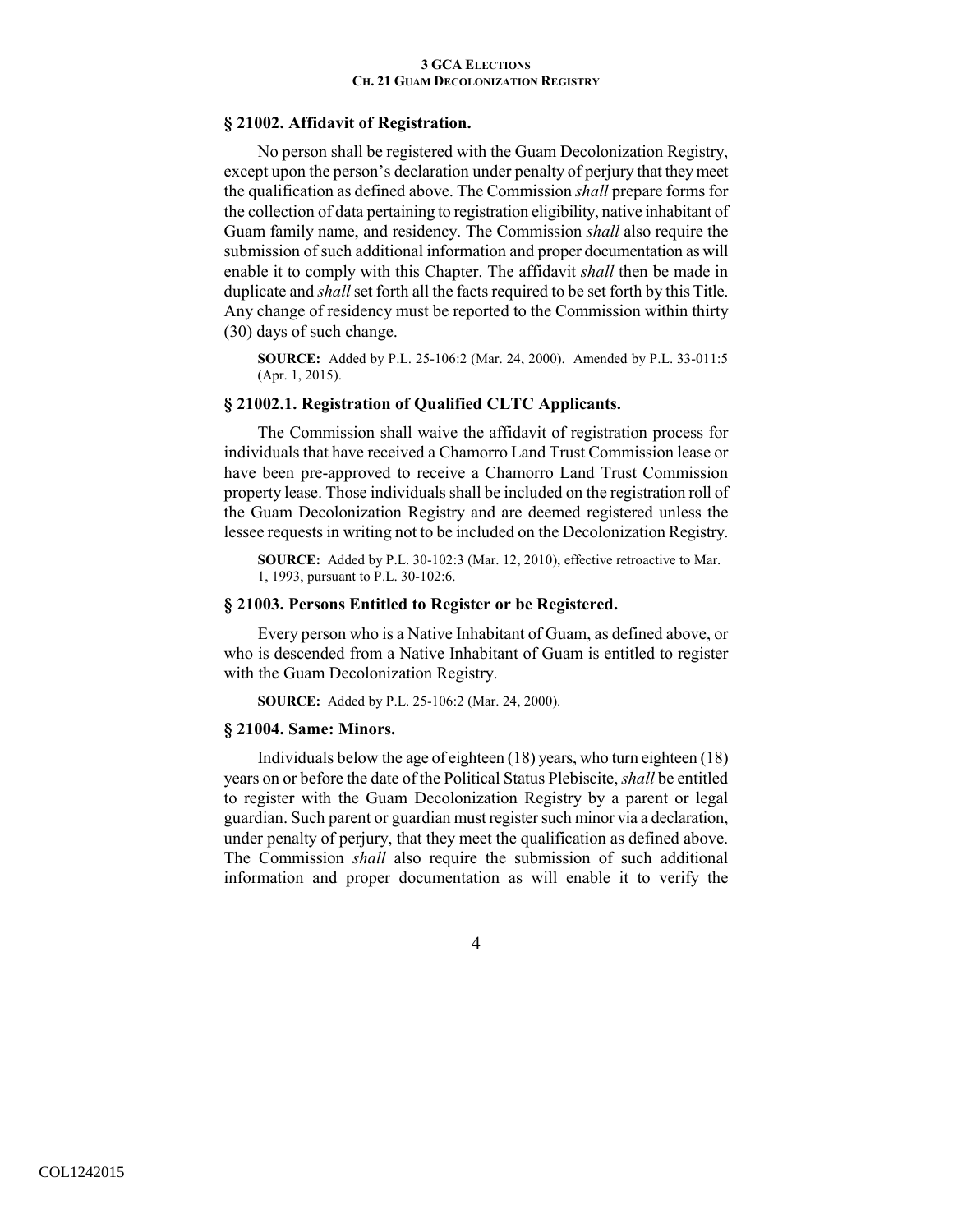### § 21002. Affidavit of Registration.

No person shall be registered with the Guam Decolonization Registry, except upon the person's declaration under penalty of perjury that they meet the qualification as defined above. The Commission *shall* prepare forms for the collection of data pertaining to registration eligibility, native inhabitant of Guam family name, and residency. The Commission *shall* also require the submission of such additional information and proper documentation as will enable it to comply with this Chapter. The affidavit *shall* then be made in duplicate and *shall* set forth all the facts required to be set forth by this Title. Any change of residency must be reported to the Commission within thirty (30) days of such change.

**SOURCE:** Added by P.L. 25-106:2 (Mar. 24, 2000). Amended by P.L. 33-011:5 (Apr. 1, 2015).

### § 21002.1. Registration of Qualified CLTC Applicants.

The Commission shall waive the affidavit of registration process for individuals that have received a Chamorro Land Trust Commission lease or have been pre-approved to receive a Chamorro Land Trust Commission property lease. Those individuals shall be included on the registration roll of the Guam Decolonization Registry and are deemed registered unless the lessee requests in writing not to be included on the Decolonization Registry.

**SOURCE:** Added by P.L. 30-102:3 (Mar. 12, 2010), effective retroactive to Mar. 1, 1993, pursuant to P.L. 30-102:6.

### § 21003. Persons Entitled to Register or be Registered.

Every person who is a Native Inhabitant of Guam, as defined above, or who is descended from a Native Inhabitant of Guam is entitled to register with the Guam Decolonization Registry.

**SOURCE:** Added by P.L. 25-106:2 (Mar. 24, 2000).

### § 21004. Same: Minors.

Individuals below the age of eighteen (18) years, who turn eighteen (18) years on or before the date of the Political Status Plebiscite, *shall* be entitled to register with the Guam Decolonization Registry by a parent or legal guardian. Such parent or guardian must register such minor via a declaration, under penalty of perjury, that they meet the qualification as defined above. The Commission *shall* also require the submission of such additional information and proper documentation as will enable it to verify the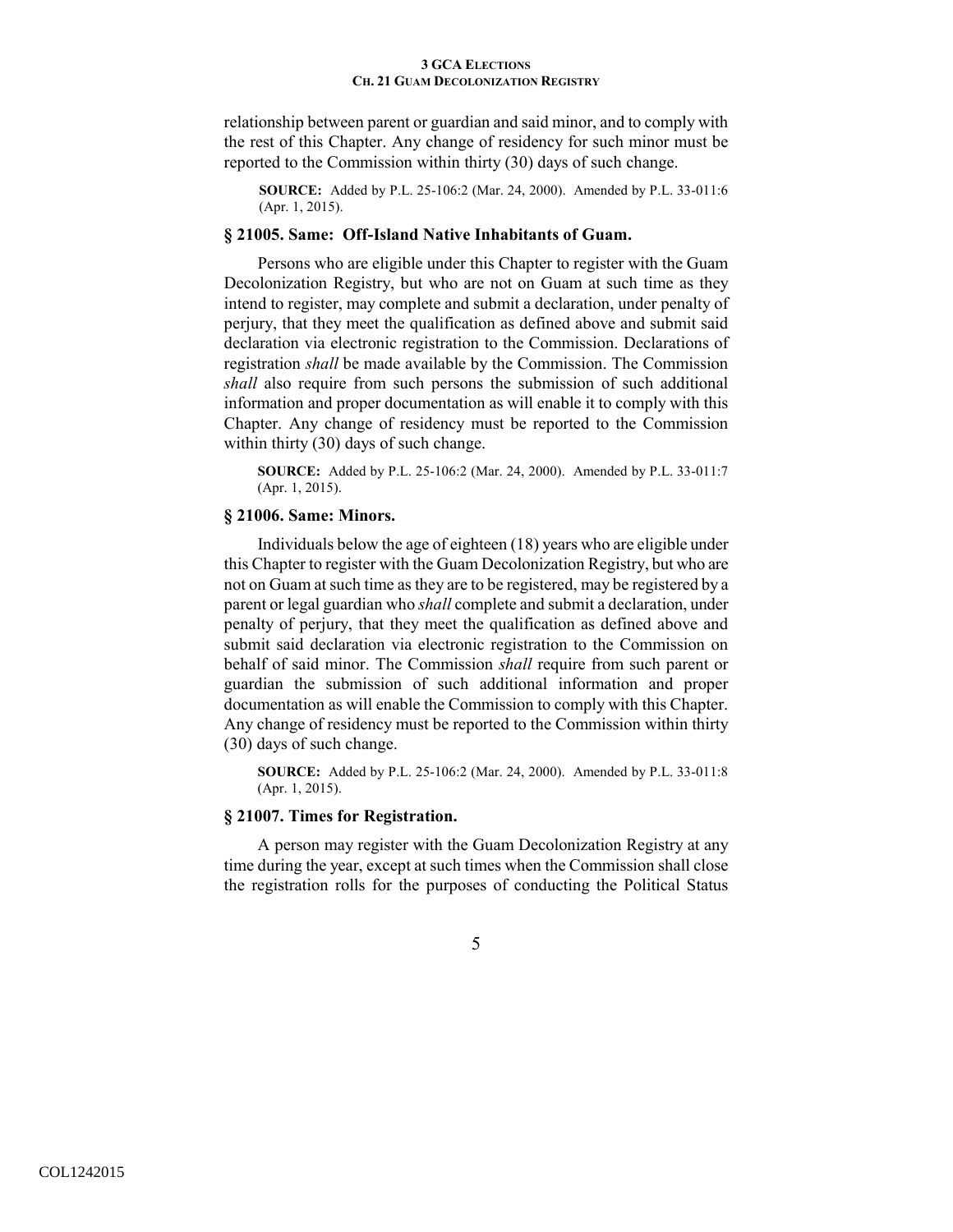relationship between parent or guardian and said minor, and to comply with the rest of this Chapter. Any change of residency for such minor must be reported to the Commission within thirty (30) days of such change.

**SOURCE:** Added by P.L. 25-106:2 (Mar. 24, 2000). Amended by P.L. 33-011:6 (Apr. 1, 2015).

### § 21005. Same: Off-Island Native Inhabitants of Guam.

Persons who are eligible under this Chapter to register with the Guam Decolonization Registry, but who are not on Guam at such time as they intend to register, may complete and submit a declaration, under penalty of perjury, that they meet the qualification as defined above and submit said declaration via electronic registration to the Commission. Declarations of registration *shall* be made available by the Commission. The Commission *shall* also require from such persons the submission of such additional information and proper documentation as will enable it to comply with this Chapter. Any change of residency must be reported to the Commission within thirty (30) days of such change.

**SOURCE:** Added by P.L. 25-106:2 (Mar. 24, 2000). Amended by P.L. 33-011:7 (Apr. 1, 2015).

### § 21006. Same: Minors.

Individuals below the age of eighteen (18) years who are eligible under this Chapter to register with the Guam Decolonization Registry, but who are not on Guam at such time as they are to be registered, may be registered by a parent or legal guardian who *shall* complete and submit a declaration, under penalty of perjury, that they meet the qualification as defined above and submit said declaration via electronic registration to the Commission on behalf of said minor. The Commission *shall* require from such parent or guardian the submission of such additional information and proper documentation as will enable the Commission to comply with this Chapter. Any change of residency must be reported to the Commission within thirty (30) days of such change.

**SOURCE:** Added by P.L. 25-106:2 (Mar. 24, 2000). Amended by P.L. 33-011:8 (Apr. 1, 2015).

### § 21007. Times for Registration.

A person may register with the Guam Decolonization Registry at any time during the year, except at such times when the Commission shall close the registration rolls for the purposes of conducting the Political Status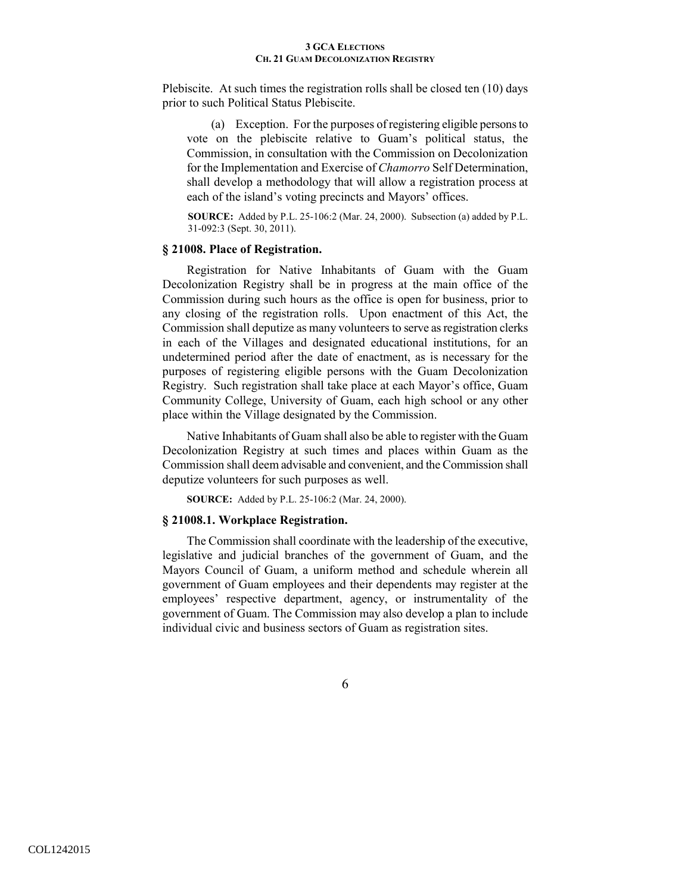Plebiscite. At such times the registration rolls shall be closed ten (10) days prior to such Political Status Plebiscite.

(a) Exception. For the purposes of registering eligible persons to vote on the plebiscite relative to Guam's political status, the Commission, in consultation with the Commission on Decolonization for the Implementation and Exercise of *Chamorro* Self Determination, shall develop a methodology that will allow a registration process at each of the island's voting precincts and Mayors' offices.

**SOURCE:** Added by P.L. 25-106:2 (Mar. 24, 2000). Subsection (a) added by P.L. 31-092:3 (Sept. 30, 2011).

### § 21008. Place of Registration.

Registration for Native Inhabitants of Guam with the Guam Decolonization Registry shall be in progress at the main office of the Commission during such hours as the office is open for business, prior to any closing of the registration rolls. Upon enactment of this Act, the Commission shall deputize as many volunteers to serve as registration clerks in each of the Villages and designated educational institutions, for an undetermined period after the date of enactment, as is necessary for the purposes of registering eligible persons with the Guam Decolonization Registry. Such registration shall take place at each Mayor's office, Guam Community College, University of Guam, each high school or any other place within the Village designated by the Commission.

Native Inhabitants of Guam shall also be able to register with the Guam Decolonization Registry at such times and places within Guam as the Commission shall deem advisable and convenient, and the Commission shall deputize volunteers for such purposes as well.

**SOURCE:** Added by P.L. 25-106:2 (Mar. 24, 2000).

### § 21008.1. Workplace Registration.

The Commission shall coordinate with the leadership of the executive, legislative and judicial branches of the government of Guam, and the Mayors Council of Guam, a uniform method and schedule wherein all government of Guam employees and their dependents may register at the employees' respective department, agency, or instrumentality of the government of Guam. The Commission may also develop a plan to include individual civic and business sectors of Guam as registration sites.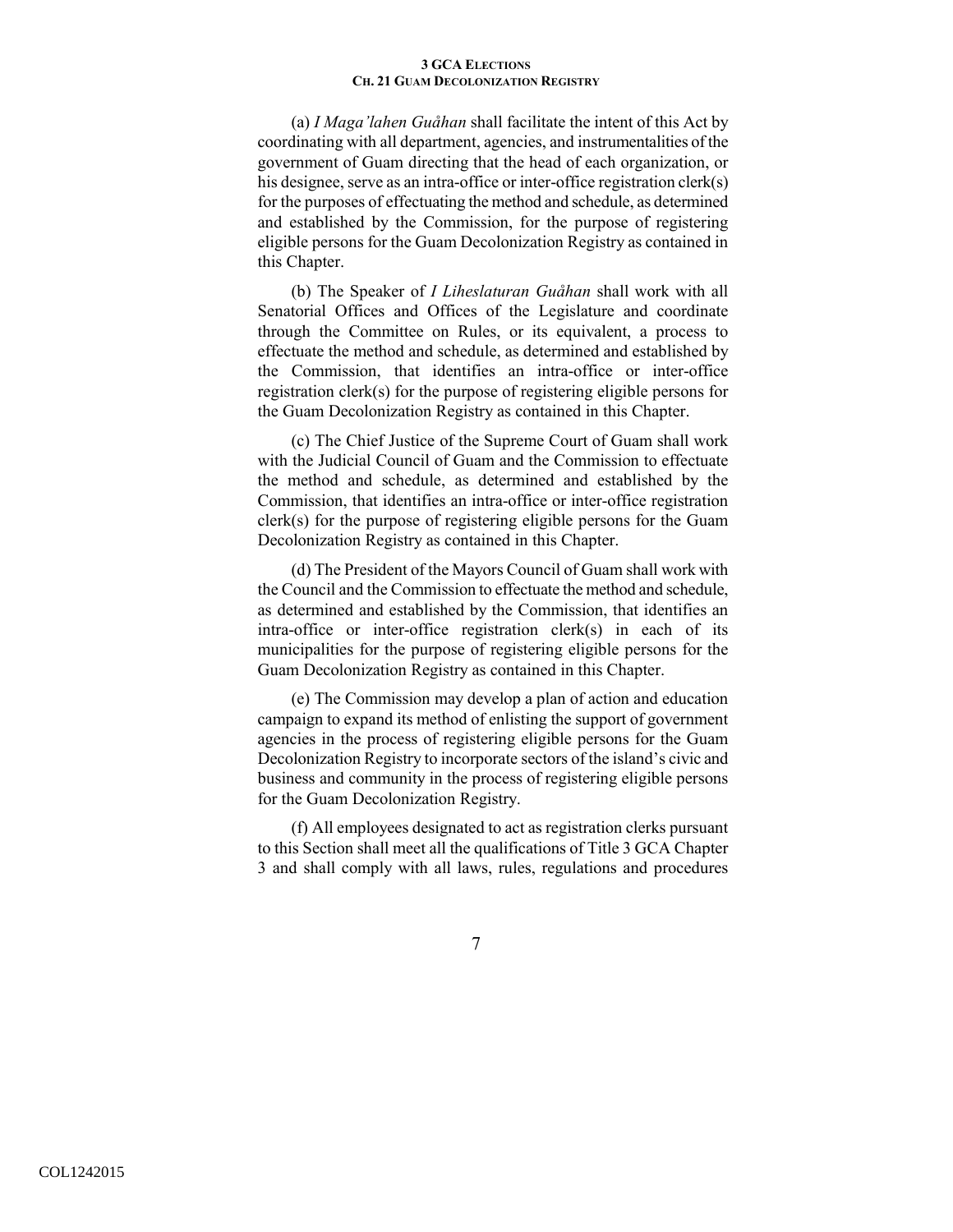(a) *I Maga'lahen Guåhan* shall facilitate the intent of this Act by coordinating with all department, agencies, and instrumentalities of the government of Guam directing that the head of each organization, or his designee, serve as an intra-office or inter-office registration clerk(s) for the purposes of effectuating the method and schedule, as determined and established by the Commission, for the purpose of registering eligible persons for the Guam Decolonization Registry as contained in this Chapter.

(b) The Speaker of *I Liheslaturan Guåhan* shall work with all Senatorial Offices and Offices of the Legislature and coordinate through the Committee on Rules, or its equivalent, a process to effectuate the method and schedule, as determined and established by the Commission, that identifies an intra-office or inter-office registration clerk(s) for the purpose of registering eligible persons for the Guam Decolonization Registry as contained in this Chapter.

(c) The Chief Justice of the Supreme Court of Guam shall work with the Judicial Council of Guam and the Commission to effectuate the method and schedule, as determined and established by the Commission, that identifies an intra-office or inter-office registration clerk(s) for the purpose of registering eligible persons for the Guam Decolonization Registry as contained in this Chapter.

(d) The President of the Mayors Council of Guam shall work with the Council and the Commission to effectuate the method and schedule, as determined and established by the Commission, that identifies an intra-office or inter-office registration clerk(s) in each of its municipalities for the purpose of registering eligible persons for the Guam Decolonization Registry as contained in this Chapter.

(e) The Commission may develop a plan of action and education campaign to expand its method of enlisting the support of government agencies in the process of registering eligible persons for the Guam Decolonization Registry to incorporate sectors of the island's civic and business and community in the process of registering eligible persons for the Guam Decolonization Registry.

(f) All employees designated to act as registration clerks pursuant to this Section shall meet all the qualifications of Title 3 GCA Chapter 3 and shall comply with all laws, rules, regulations and procedures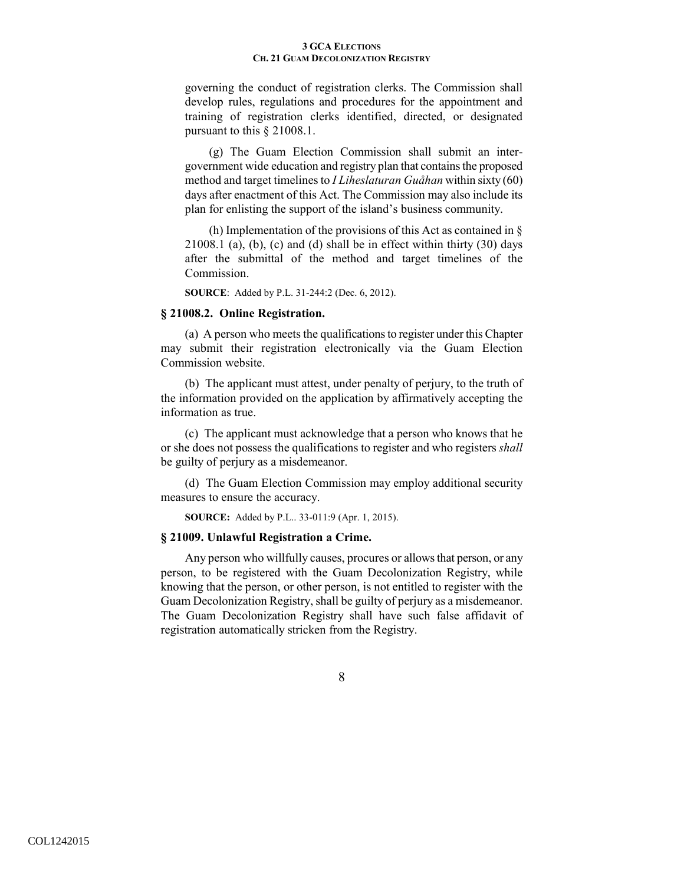governing the conduct of registration clerks. The Commission shall develop rules, regulations and procedures for the appointment and training of registration clerks identified, directed, or designated pursuant to this § 21008.1.

(g) The Guam Election Commission shall submit an inter-government wide education and registry plan that contains the proposed method and target timelines to *I Liheslaturan Guåhan* within sixty (60) days after enactment of this Act. The Commission may also include its plan for enlisting the support of the island's business community.

(h) Implementation of the provisions of this Act as contained in § 21008.1 (a), (b), (c) and (d) shall be in effect within thirty (30) days after the submittal of the method and target timelines of the Commission.

**SOURCE**: Added by P.L. 31-244:2 (Dec. 6, 2012).

### § 21008.2. Online Registration.

(a) A person who meets the qualifications to register under this Chapter may submit their registration electronically via the Guam Election Commission website.

(b) The applicant must attest, under penalty of perjury, to the truth of the information provided on the application by affirmatively accepting the information as true.

(c) The applicant must acknowledge that a person who knows that he or she does not possess the qualifications to register and who registers *shall* be guilty of perjury as a misdemeanor.

(d) The Guam Election Commission may employ additional security measures to ensure the accuracy.

**SOURCE:** Added by P.L.. 33-011:9 (Apr. 1, 2015).

### § 21009. Unlawful Registration a Crime.

Any person who willfully causes, procures or allows that person, or any person, to be registered with the Guam Decolonization Registry, while knowing that the person, or other person, is not entitled to register with the Guam Decolonization Registry, shall be guilty of perjury as a misdemeanor. The Guam Decolonization Registry shall have such false affidavit of registration automatically stricken from the Registry.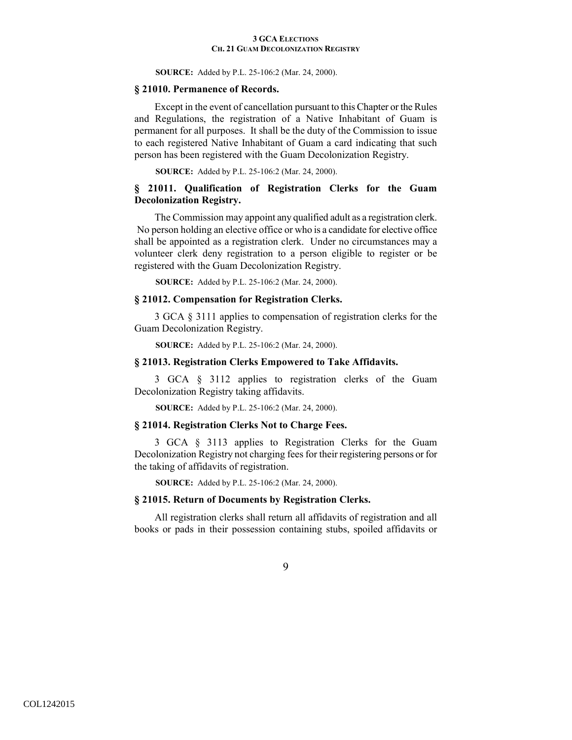**SOURCE:** Added by P.L. 25-106:2 (Mar. 24, 2000).

### § 21010. Permanence of Records.

Except in the event of cancellation pursuant to this Chapter or the Rules and Regulations, the registration of a Native Inhabitant of Guam is permanent for all purposes. It shall be the duty of the Commission to issue to each registered Native Inhabitant of Guam a card indicating that such person has been registered with the Guam Decolonization Registry.

**SOURCE:** Added by P.L. 25-106:2 (Mar. 24, 2000).

### § 21011. Qualification of Registration Clerks for the Guam Decolonization Registry.

The Commission may appoint any qualified adult as a registration clerk. No person holding an elective office or who is a candidate for elective office shall be appointed as a registration clerk. Under no circumstances may a volunteer clerk deny registration to a person eligible to register or be registered with the Guam Decolonization Registry.

**SOURCE:** Added by P.L. 25-106:2 (Mar. 24, 2000).

### § 21012. Compensation for Registration Clerks.

3 GCA § 3111 applies to compensation of registration clerks for the Guam Decolonization Registry.

**SOURCE:** Added by P.L. 25-106:2 (Mar. 24, 2000).

### § 21013. Registration Clerks Empowered to Take Affidavits.

3 GCA § 3112 applies to registration clerks of the Guam Decolonization Registry taking affidavits.

**SOURCE:** Added by P.L. 25-106:2 (Mar. 24, 2000).

### § 21014. Registration Clerks Not to Charge Fees.

3 GCA § 3113 applies to Registration Clerks for the Guam Decolonization Registry not charging fees for their registering persons or for the taking of affidavits of registration.

**SOURCE:** Added by P.L. 25-106:2 (Mar. 24, 2000).

### § 21015. Return of Documents by Registration Clerks.

All registration clerks shall return all affidavits of registration and all books or pads in their possession containing stubs, spoiled affidavits or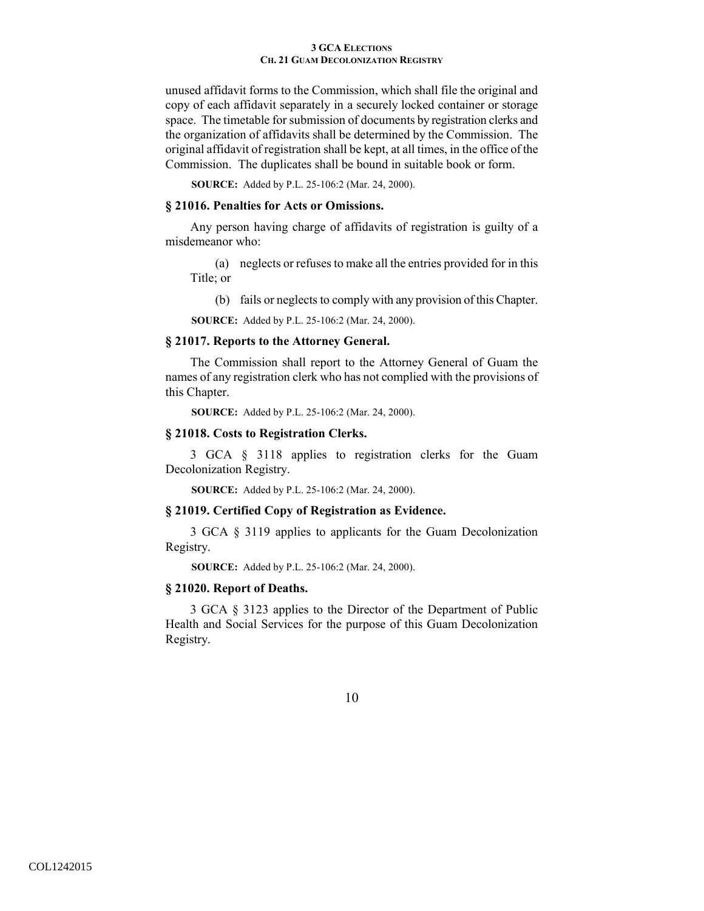unused affidavit forms to the Commission, which shall file the original and copy of each affidavit separately in a securely locked container or storage space. The timetable for submission of documents by registration clerks and the organization of affidavits shall be determined by the Commission. The original affidavit of registration shall be kept, at all times, in the office of the Commission. The duplicates shall be bound in suitable book or form.

**SOURCE:** Added by P.L. 25-106:2 (Mar. 24, 2000).

### § 21016. Penalties for Acts or Omissions.

Any person having charge of affidavits of registration is guilty of a misdemeanor who:

(a) neglects or refuses to make all the entries provided for in this Title; or

(b) fails or neglects to comply with any provision of this Chapter.

**SOURCE:** Added by P.L. 25-106:2 (Mar. 24, 2000).

### § 21017. Reports to the Attorney General.

The Commission shall report to the Attorney General of Guam the names of any registration clerk who has not complied with the provisions of this Chapter.

**SOURCE:** Added by P.L. 25-106:2 (Mar. 24, 2000).

### § 21018. Costs to Registration Clerks.

3 GCA § 3118 applies to registration clerks for the Guam Decolonization Registry.

**SOURCE:** Added by P.L. 25-106:2 (Mar. 24, 2000).

### § 21019. Certified Copy of Registration as Evidence.

3 GCA § 3119 applies to applicants for the Guam Decolonization Registry.

**SOURCE:** Added by P.L. 25-106:2 (Mar. 24, 2000).

### § 21020. Report of Deaths.

3 GCA § 3123 applies to the Director of the Department of Public Health and Social Services for the purpose of this Guam Decolonization Registry.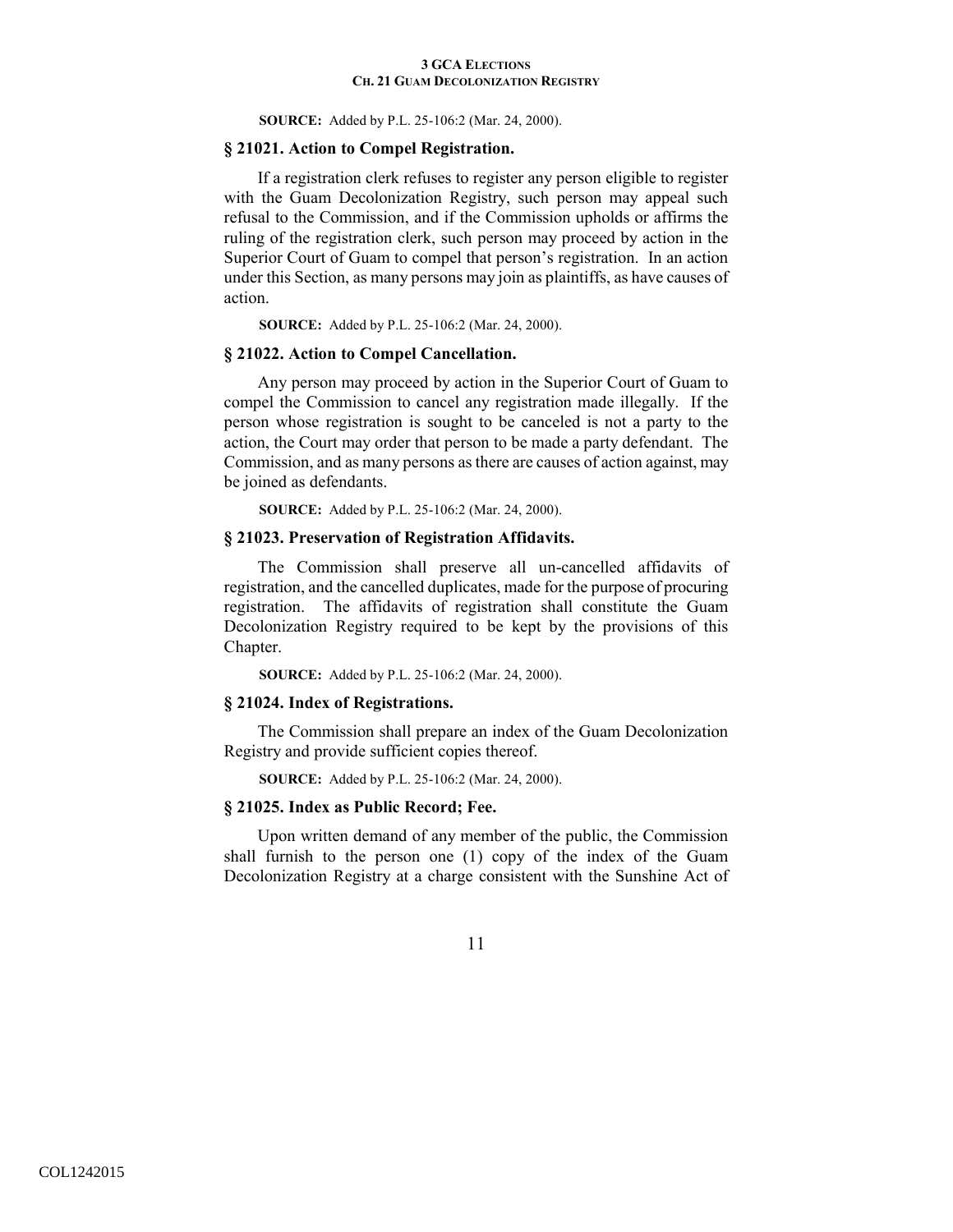**SOURCE:** Added by P.L. 25-106:2 (Mar. 24, 2000).

### § 21021. Action to Compel Registration.

If a registration clerk refuses to register any person eligible to register with the Guam Decolonization Registry, such person may appeal such refusal to the Commission, and if the Commission upholds or affirms the ruling of the registration clerk, such person may proceed by action in the Superior Court of Guam to compel that person's registration. In an action under this Section, as many persons may join as plaintiffs, as have causes of action.

**SOURCE:** Added by P.L. 25-106:2 (Mar. 24, 2000).

### § 21022. Action to Compel Cancellation.

Any person may proceed by action in the Superior Court of Guam to compel the Commission to cancel any registration made illegally. If the person whose registration is sought to be canceled is not a party to the action, the Court may order that person to be made a party defendant. The Commission, and as many persons as there are causes of action against, may be joined as defendants.

**SOURCE:** Added by P.L. 25-106:2 (Mar. 24, 2000).

### § 21023. Preservation of Registration Affidavits.

The Commission shall preserve all un-cancelled affidavits of registration, and the cancelled duplicates, made for the purpose of procuring registration. The affidavits of registration shall constitute the Guam Decolonization Registry required to be kept by the provisions of this Chapter.

**SOURCE:** Added by P.L. 25-106:2 (Mar. 24, 2000).

### § 21024. Index of Registrations.

The Commission shall prepare an index of the Guam Decolonization Registry and provide sufficient copies thereof.

**SOURCE:** Added by P.L. 25-106:2 (Mar. 24, 2000).

### § 21025. Index as Public Record; Fee.

Upon written demand of any member of the public, the Commission shall furnish to the person one (1) copy of the index of the Guam Decolonization Registry at a charge consistent with the Sunshine Act of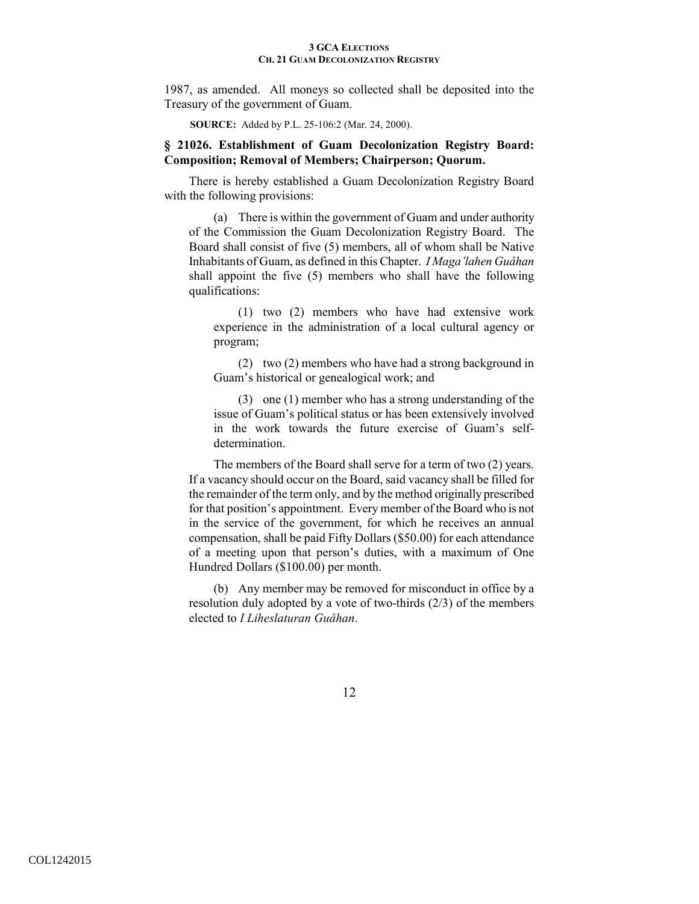1987, as amended. All moneys so collected shall be deposited into the Treasury of the government of Guam.

**SOURCE:** Added by P.L. 25-106:2 (Mar. 24, 2000).

### § 21026. Establishment of Guam Decolonization Registry Board: Composition; Removal of Members; Chairperson; Quorum.

There is hereby established a Guam Decolonization Registry Board with the following provisions:

(a) There is within the government of Guam and under authority of the Commission the Guam Decolonization Registry Board. The Board shall consist of five (5) members, all of whom shall be Native Inhabitants of Guam, as defined in this Chapter. *I Maga'lahen Guåhan* shall appoint the five (5) members who shall have the following qualifications:

(1) two (2) members who have had extensive work experience in the administration of a local cultural agency or program;

(2) two (2) members who have had a strong background in Guam's historical or genealogical work; and

(3) one (1) member who has a strong understanding of the issue of Guam's political status or has been extensively involved in the work towards the future exercise of Guam's self-determination.

The members of the Board shall serve for a term of two (2) years. If a vacancy should occur on the Board, said vacancy shall be filled for the remainder of the term only, and by the method originally prescribed for that position's appointment. Every member of the Board who is not in the service of the government, for which he receives an annual compensation, shall be paid Fifty Dollars ($50.00) for each attendance of a meeting upon that person's duties, with a maximum of One Hundred Dollars ($100.00) per month.

(b) Any member may be removed for misconduct in office by a resolution duly adopted by a vote of two-thirds (2/3) of the members elected to *I Liheslaturan Guåhan*.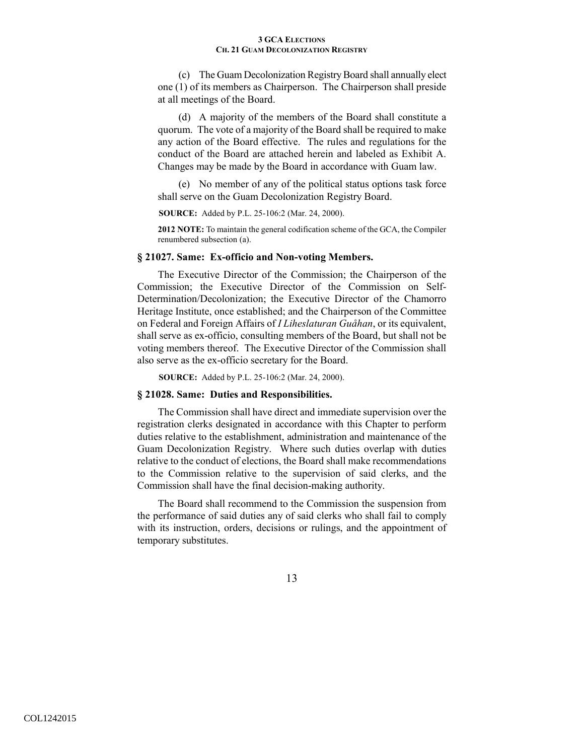(c) The Guam Decolonization Registry Board shall annually elect one (1) of its members as Chairperson. The Chairperson shall preside at all meetings of the Board.

(d) A majority of the members of the Board shall constitute a quorum. The vote of a majority of the Board shall be required to make any action of the Board effective. The rules and regulations for the conduct of the Board are attached herein and labeled as Exhibit A. Changes may be made by the Board in accordance with Guam law.

(e) No member of any of the political status options task force shall serve on the Guam Decolonization Registry Board.

**SOURCE:** Added by P.L. 25-106:2 (Mar. 24, 2000).

**2012 NOTE:** To maintain the general codification scheme of the GCA, the Compiler renumbered subsection (a).

### § 21027. Same: Ex-officio and Non-voting Members.

The Executive Director of the Commission; the Chairperson of the Commission; the Executive Director of the Commission on Self-Determination/Decolonization; the Executive Director of the Chamorro Heritage Institute, once established; and the Chairperson of the Committee on Federal and Foreign Affairs of *I Liheslaturan Guåhan*, or its equivalent, shall serve as ex-officio, consulting members of the Board, but shall not be voting members thereof. The Executive Director of the Commission shall also serve as the ex-officio secretary for the Board.

**SOURCE:** Added by P.L. 25-106:2 (Mar. 24, 2000).

### § 21028. Same: Duties and Responsibilities.

The Commission shall have direct and immediate supervision over the registration clerks designated in accordance with this Chapter to perform duties relative to the establishment, administration and maintenance of the Guam Decolonization Registry. Where such duties overlap with duties relative to the conduct of elections, the Board shall make recommendations to the Commission relative to the supervision of said clerks, and the Commission shall have the final decision-making authority.

The Board shall recommend to the Commission the suspension from the performance of said duties any of said clerks who shall fail to comply with its instruction, orders, decisions or rulings, and the appointment of temporary substitutes.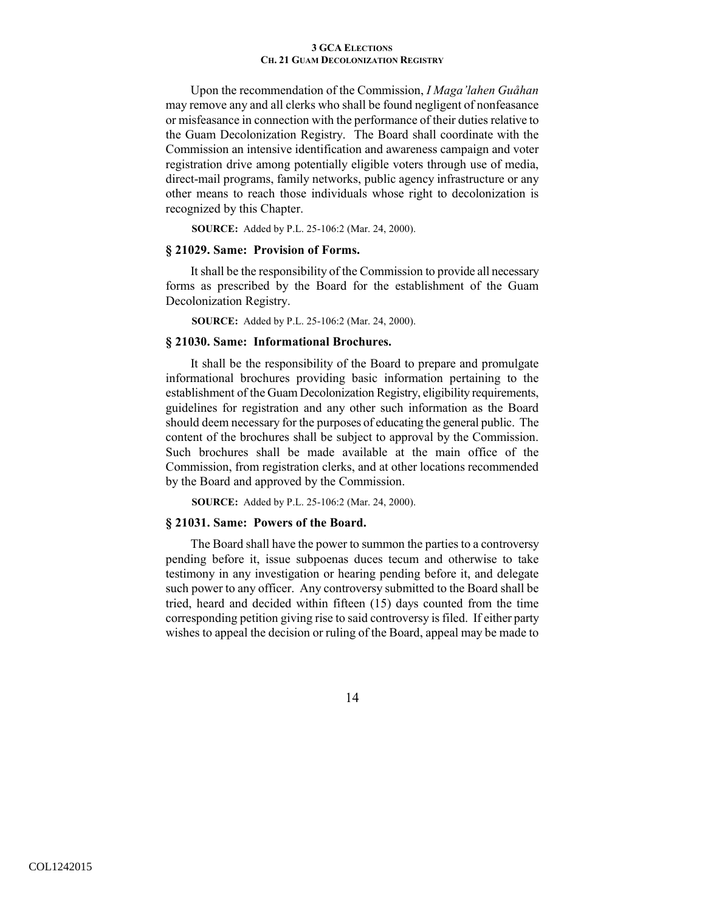Upon the recommendation of the Commission, *I Maga'lahen Guåhan* may remove any and all clerks who shall be found negligent of nonfeasance or misfeasance in connection with the performance of their duties relative to the Guam Decolonization Registry. The Board shall coordinate with the Commission an intensive identification and awareness campaign and voter registration drive among potentially eligible voters through use of media, direct-mail programs, family networks, public agency infrastructure or any other means to reach those individuals whose right to decolonization is recognized by this Chapter.

**SOURCE:** Added by P.L. 25-106:2 (Mar. 24, 2000).

### § 21029. Same: Provision of Forms.

It shall be the responsibility of the Commission to provide all necessary forms as prescribed by the Board for the establishment of the Guam Decolonization Registry.

**SOURCE:** Added by P.L. 25-106:2 (Mar. 24, 2000).

### § 21030. Same: Informational Brochures.

It shall be the responsibility of the Board to prepare and promulgate informational brochures providing basic information pertaining to the establishment of the Guam Decolonization Registry, eligibility requirements, guidelines for registration and any other such information as the Board should deem necessary for the purposes of educating the general public. The content of the brochures shall be subject to approval by the Commission. Such brochures shall be made available at the main office of the Commission, from registration clerks, and at other locations recommended by the Board and approved by the Commission.

**SOURCE:** Added by P.L. 25-106:2 (Mar. 24, 2000).

### § 21031. Same: Powers of the Board.

The Board shall have the power to summon the parties to a controversy pending before it, issue subpoenas duces tecum and otherwise to take testimony in any investigation or hearing pending before it, and delegate such power to any officer. Any controversy submitted to the Board shall be tried, heard and decided within fifteen (15) days counted from the time corresponding petition giving rise to said controversy is filed. If either party wishes to appeal the decision or ruling of the Board, appeal may be made to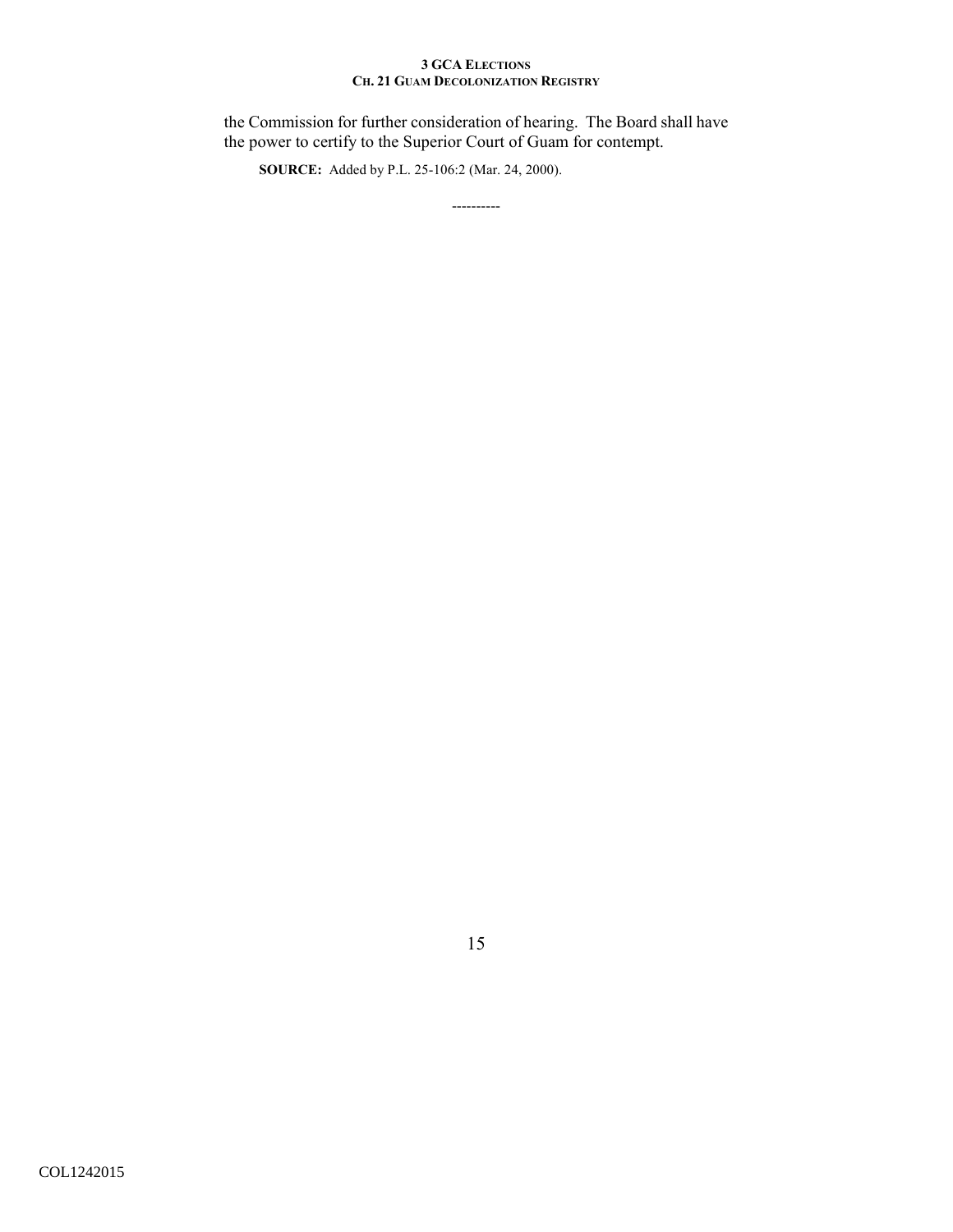the Commission for further consideration of hearing. The Board shall have the power to certify to the Superior Court of Guam for contempt.

**SOURCE:** Added by P.L. 25-106:2 (Mar. 24, 2000).

----------